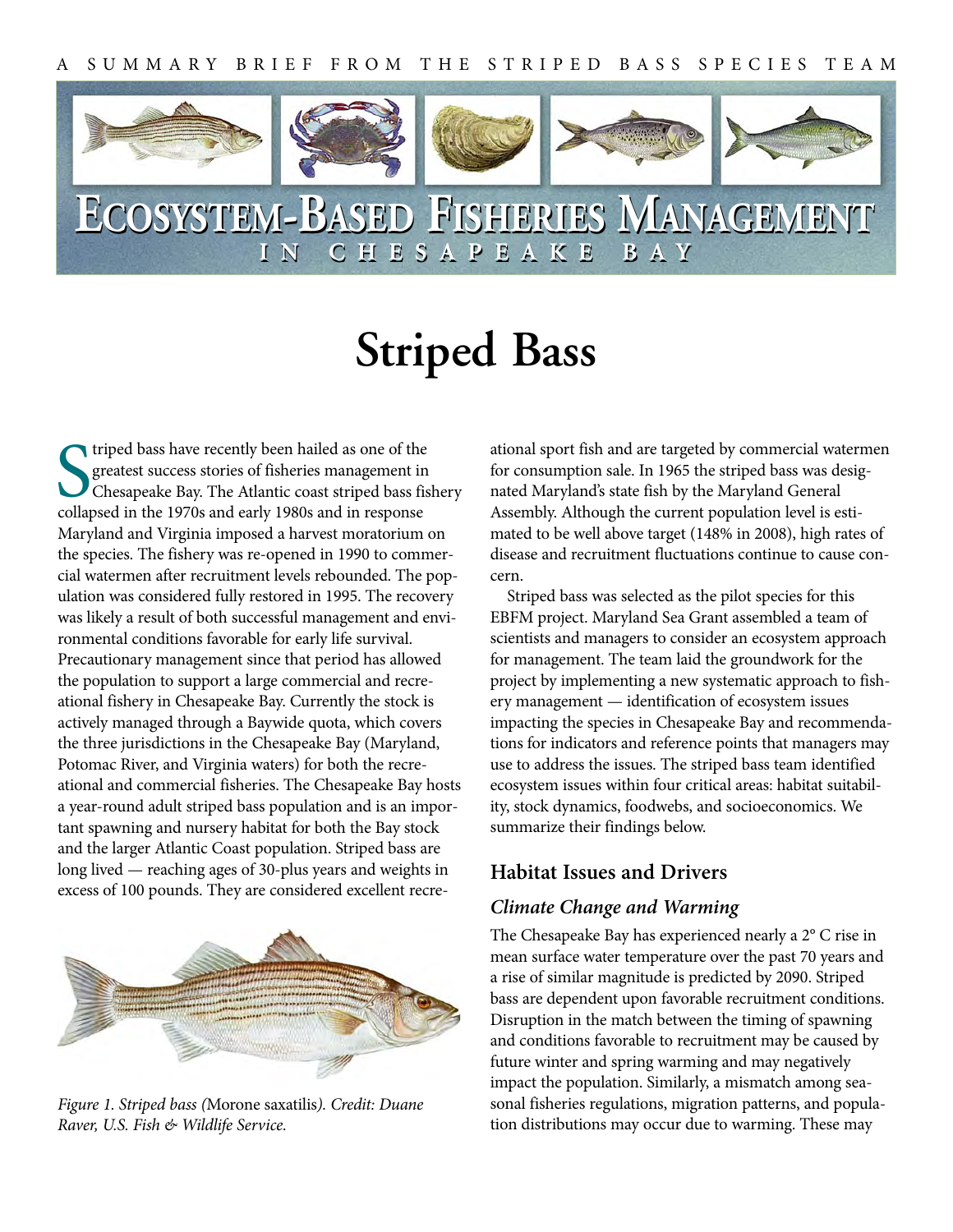A SUMMARY BRIEF FROM THE STRIPED BASS SPECIES TEAM

# Ecosystem-Based Fisheries Management in Chesapeake Bay

# Striped Bass

Striped bass have recently been hailed as one of the greatest success stories of fisheries management in Chesapeake Bay. The Atlantic coast striped bass fishery collapsed in the 1970s and early 1980s and in response Maryland and Virginia imposed a harvest moratorium on the species. The fishery was re-opened in 1990 to commercial watermen after recruitment levels rebounded. The population was considered fully restored in 1995. The recovery was likely a result of both successful management and environmental conditions favorable for early life survival. Precautionary management since that period has allowed the population to support a large commercial and recreational fishery in Chesapeake Bay. Currently the stock is actively managed through a Baywide quota, which covers the three jurisdictions in the Chesapeake Bay (Maryland, Potomac River, and Virginia waters) for both the recreational and commercial fisheries. The Chesapeake Bay hosts a year-round adult striped bass population and is an important spawning and nursery habitat for both the Bay stock and the larger Atlantic Coast population. Striped bass are long lived — reaching ages of 30-plus years and weights in excess of 100 pounds. They are considered excellent recreational sport fish and are targeted by commercial watermen for consumption sale. In 1965 the striped bass was designated Maryland's state fish by the Maryland General Assembly. Although the current population level is estimated to be well above target (148% in 2008), high rates of disease and recruitment fluctuations continue to cause concern.

*Figure 1. Striped bass (*Morone saxatilis*). Credit: Duane Raver, U.S. Fish & Wildlife Service.*

Striped bass was selected as the pilot species for this EBFM project. Maryland Sea Grant assembled a team of scientists and managers to consider an ecosystem approach for management. The team laid the groundwork for the project by implementing a new systematic approach to fishery management — identification of ecosystem issues impacting the species in Chesapeake Bay and recommendations for indicators and reference points that managers may use to address the issues. The striped bass team identified ecosystem issues within four critical areas: habitat suitability, stock dynamics, foodwebs, and socioeconomics. We summarize their findings below.

## Habitat Issues and Drivers

### *Climate Change and Warming*

The Chesapeake Bay has experienced nearly a 2° C rise in mean surface water temperature over the past 70 years and a rise of similar magnitude is predicted by 2090. Striped bass are dependent upon favorable recruitment conditions. Disruption in the match between the timing of spawning and conditions favorable to recruitment may be caused by future winter and spring warming and may negatively impact the population. Similarly, a mismatch among seasonal fisheries regulations, migration patterns, and population distributions may occur due to warming. These may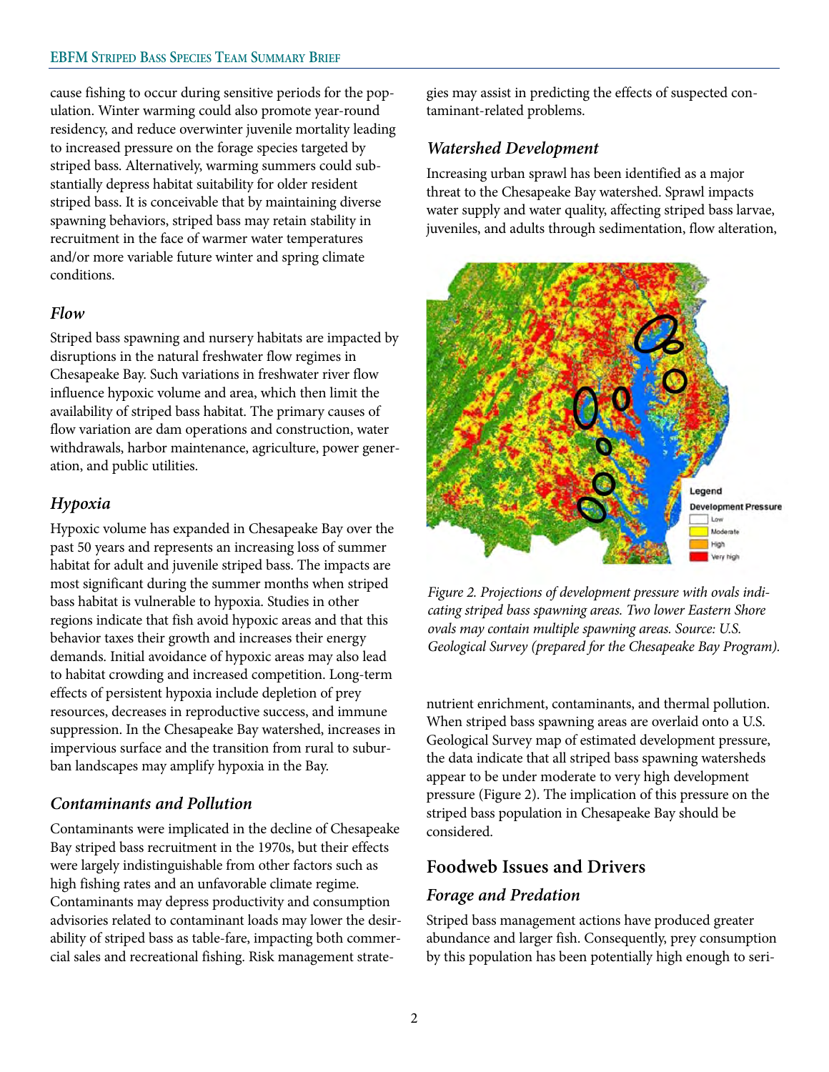cause fishing to occur during sensitive periods for the population. Winter warming could also promote year-round residency, and reduce overwinter juvenile mortality leading to increased pressure on the forage species targeted by striped bass. Alternatively, warming summers could substantially depress habitat suitability for older resident striped bass. It is conceivable that by maintaining diverse spawning behaviors, striped bass may retain stability in recruitment in the face of warmer water temperatures and/or more variable future winter and spring climate conditions.

### *Flow*

Striped bass spawning and nursery habitats are impacted by disruptions in the natural freshwater flow regimes in Chesapeake Bay. Such variations in freshwater river flow influence hypoxic volume and area, which then limit the availability of striped bass habitat. The primary causes of flow variation are dam operations and construction, water withdrawals, harbor maintenance, agriculture, power generation, and public utilities.

### *Hypoxia*

Hypoxic volume has expanded in Chesapeake Bay over the past 50 years and represents an increasing loss of summer habitat for adult and juvenile striped bass. The impacts are most significant during the summer months when striped bass habitat is vulnerable to hypoxia. Studies in other regions indicate that fish avoid hypoxic areas and that this behavior taxes their growth and increases their energy demands. Initial avoidance of hypoxic areas may also lead to habitat crowding and increased competition. Long-term effects of persistent hypoxia include depletion of prey resources, decreases in reproductive success, and immune suppression. In the Chesapeake Bay watershed, increases in impervious surface and the transition from rural to suburban landscapes may amplify hypoxia in the Bay.

### *Contaminants and Pollution*

Contaminants were implicated in the decline of Chesapeake Bay striped bass recruitment in the 1970s, but their effects were largely indistinguishable from other factors such as high fishing rates and an unfavorable climate regime. Contaminants may depress productivity and consumption advisories related to contaminant loads may lower the desirability of striped bass as table-fare, impacting both commercial sales and recreational fishing. Risk management strategies may assist in predicting the effects of suspected contaminant-related problems.

### *Watershed Development*

Increasing urban sprawl has been identified as a major threat to the Chesapeake Bay watershed. Sprawl impacts water supply and water quality, affecting striped bass larvae, juveniles, and adults through sedimentation, flow alteration, nutrient enrichment, contaminants, and thermal pollution. When striped bass spawning areas are overlaid onto a U.S. Geological Survey map of estimated development pressure, the data indicate that all striped bass spawning watersheds appear to be under moderate to very high development pressure (Figure 2). The implication of this pressure on the striped bass population in Chesapeake Bay should be considered.

*Figure 2. Projections of development pressure with ovals indicating striped bass spawning areas. Two lower Eastern Shore ovals may contain multiple spawning areas. Source: U.S. Geological Survey (prepared for the Chesapeake Bay Program).*

## Foodweb Issues and Drivers

### *Forage and Predation*

Striped bass management actions have produced greater abundance and larger fish. Consequently, prey consumption by this population has been potentially high enough to seri-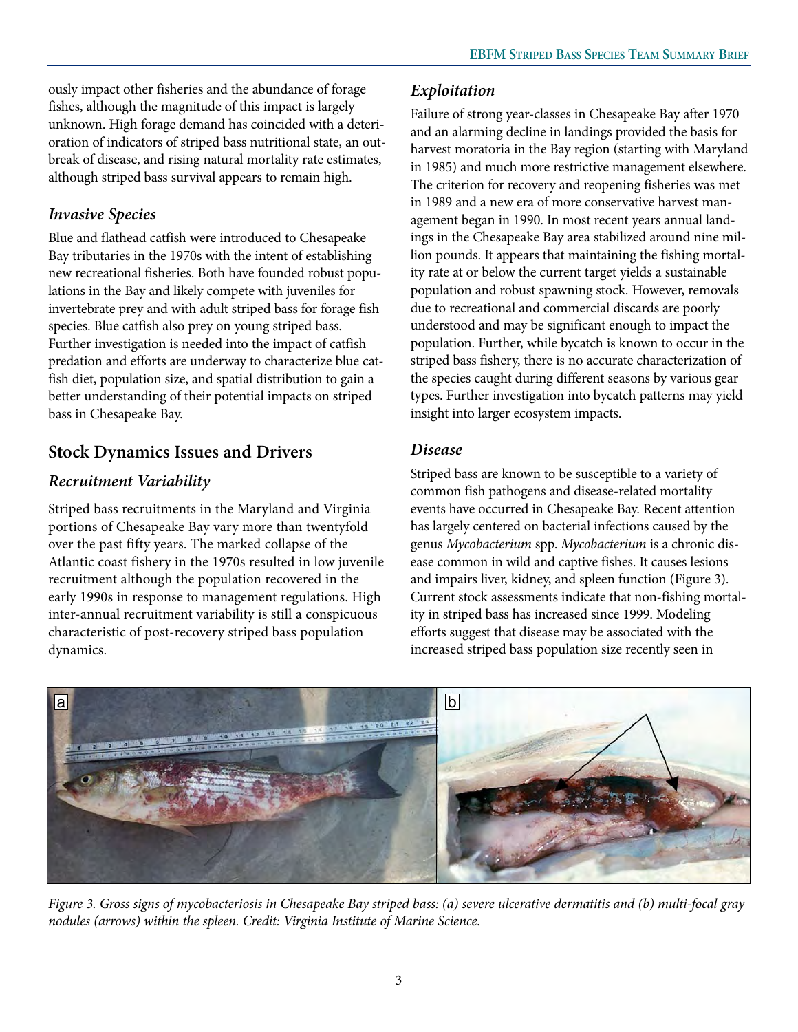ously impact other fisheries and the abundance of forage fishes, although the magnitude of this impact is largely unknown. High forage demand has coincided with a deterioration of indicators of striped bass nutritional state, an outbreak of disease, and rising natural mortality rate estimates, although striped bass survival appears to remain high.

### *Invasive Species*

Blue and flathead catfish were introduced to Chesapeake Bay tributaries in the 1970s with the intent of establishing new recreational fisheries. Both have founded robust populations in the Bay and likely compete with juveniles for invertebrate prey and with adult striped bass for forage fish species. Blue catfish also prey on young striped bass. Further investigation is needed into the impact of catfish predation and efforts are underway to characterize blue catfish diet, population size, and spatial distribution to gain a better understanding of their potential impacts on striped bass in Chesapeake Bay.

## Stock Dynamics Issues and Drivers

### *Recruitment Variability*

Striped bass recruitments in the Maryland and Virginia portions of Chesapeake Bay vary more than twentyfold over the past fifty years. The marked collapse of the Atlantic coast fishery in the 1970s resulted in low juvenile recruitment although the population recovered in the early 1990s in response to management regulations. High inter-annual recruitment variability is still a conspicuous characteristic of post-recovery striped bass population dynamics.

### *Exploitation*

Failure of strong year-classes in Chesapeake Bay after 1970 and an alarming decline in landings provided the basis for harvest moratoria in the Bay region (starting with Maryland in 1985) and much more restrictive management elsewhere. The criterion for recovery and reopening fisheries was met in 1989 and a new era of more conservative harvest management began in 1990. In most recent years annual landings in the Chesapeake Bay area stabilized around nine million pounds. It appears that maintaining the fishing mortality rate at or below the current target yields a sustainable population and robust spawning stock. However, removals due to recreational and commercial discards are poorly understood and may be significant enough to impact the population. Further, while bycatch is known to occur in the striped bass fishery, there is no accurate characterization of the species caught during different seasons by various gear types. Further investigation into bycatch patterns may yield insight into larger ecosystem impacts.

### *Disease*

Striped bass are known to be susceptible to a variety of common fish pathogens and disease-related mortality events have occurred in Chesapeake Bay. Recent attention has largely centered on bacterial infections caused by the genus *Mycobacterium* spp. *Mycobacterium* is a chronic disease common in wild and captive fishes. It causes lesions and impairs liver, kidney, and spleen function (Figure 3). Current stock assessments indicate that non-fishing mortality in striped bass has increased since 1999. Modeling efforts suggest that disease may be associated with the increased striped bass population size recently seen in

*Figure 3. Gross signs of mycobacteriosis in Chesapeake Bay striped bass: (a) severe ulcerative dermatitis and (b) multi-focal gray nodules (arrows) within the spleen. Credit: Virginia Institute of Marine Science.*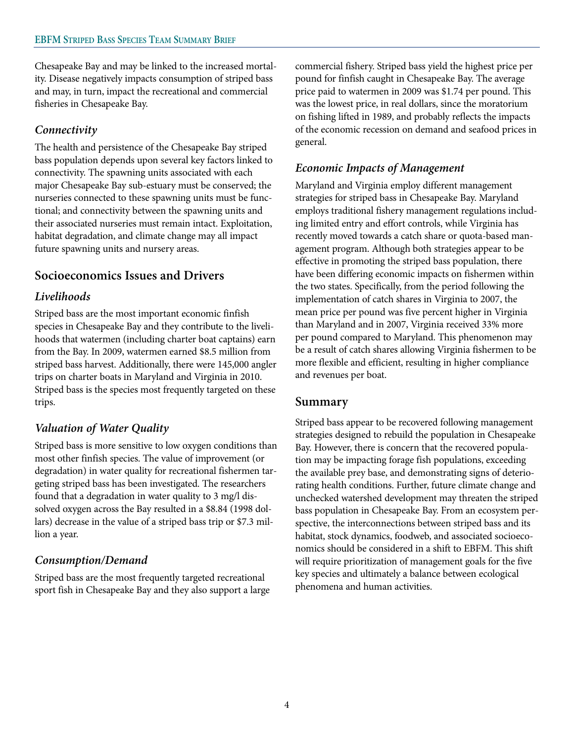Chesapeake Bay and may be linked to the increased mortality. Disease negatively impacts consumption of striped bass and may, in turn, impact the recreational and commercial fisheries in Chesapeake Bay.

### *Connectivity*

The health and persistence of the Chesapeake Bay striped bass population depends upon several key factors linked to connectivity. The spawning units associated with each major Chesapeake Bay sub-estuary must be conserved; the nurseries connected to these spawning units must be functional; and connectivity between the spawning units and their associated nurseries must remain intact. Exploitation, habitat degradation, and climate change may all impact future spawning units and nursery areas.

## Socioeconomics Issues and Drivers

### *Livelihoods*

Striped bass are the most important economic finfish species in Chesapeake Bay and they contribute to the livelihoods that watermen (including charter boat captains) earn from the Bay. In 2009, watermen earned $8.5 million from striped bass harvest. Additionally, there were 145,000 angler trips on charter boats in Maryland and Virginia in 2010. Striped bass is the species most frequently targeted on these trips.

### *Valuation of Water Quality*

Striped bass is more sensitive to low oxygen conditions than most other finfish species. The value of improvement (or degradation) in water quality for recreational fishermen targeting striped bass has been investigated. The researchers found that a degradation in water quality to 3 mg/l dissolved oxygen across the Bay resulted in a $8.84 (1998 dollars) decrease in the value of a striped bass trip or $7.3 million a year.

### *Consumption/Demand*

Striped bass are the most frequently targeted recreational sport fish in Chesapeake Bay and they also support a large commercial fishery. Striped bass yield the highest price per pound for finfish caught in Chesapeake Bay. The average price paid to watermen in 2009 was $1.74 per pound. This was the lowest price, in real dollars, since the moratorium on fishing lifted in 1989, and probably reflects the impacts of the economic recession on demand and seafood prices in general.

### *Economic Impacts of Management*

Maryland and Virginia employ different management strategies for striped bass in Chesapeake Bay. Maryland employs traditional fishery management regulations including limited entry and effort controls, while Virginia has recently moved towards a catch share or quota-based management program. Although both strategies appear to be effective in promoting the striped bass population, there have been differing economic impacts on fishermen within the two states. Specifically, from the period following the implementation of catch shares in Virginia to 2007, the mean price per pound was five percent higher in Virginia than Maryland and in 2007, Virginia received 33% more per pound compared to Maryland. This phenomenon may be a result of catch shares allowing Virginia fishermen to be more flexible and efficient, resulting in higher compliance and revenues per boat.

## Summary

Striped bass appear to be recovered following management strategies designed to rebuild the population in Chesapeake Bay. However, there is concern that the recovered population may be impacting forage fish populations, exceeding the available prey base, and demonstrating signs of deteriorating health conditions. Further, future climate change and unchecked watershed development may threaten the striped bass population in Chesapeake Bay. From an ecosystem perspective, the interconnections between striped bass and its habitat, stock dynamics, foodweb, and associated socioeconomics should be considered in a shift to EBFM. This shift will require prioritization of management goals for the five key species and ultimately a balance between ecological phenomena and human activities.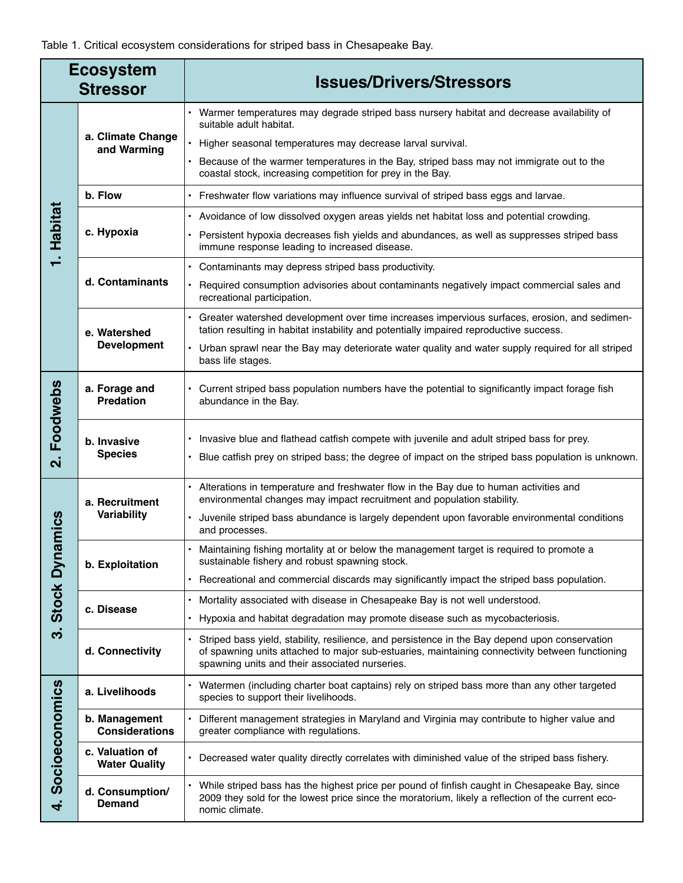Table 1. Critical ecosystem considerations for striped bass in Chesapeake Bay.

| Ecosystem Stressor | | Issues/Drivers/Stressors |
|---|---|---|
| 1. Habitat | a. Climate Change and Warming | • Warmer temperatures may degrade striped bass nursery habitat and decrease availability of suitable adult habitat.<br>• Higher seasonal temperatures may decrease larval survival.<br>• Because of the warmer temperatures in the Bay, striped bass may not immigrate out to the coastal stock, increasing competition for prey in the Bay. |
| | b. Flow | • Freshwater flow variations may influence survival of striped bass eggs and larvae. |
| | c. Hypoxia | • Avoidance of low dissolved oxygen areas yields net habitat loss and potential crowding.<br>• Persistent hypoxia decreases fish yields and abundances, as well as suppresses striped bass immune response leading to increased disease. |
| | d. Contaminants | • Contaminants may depress striped bass productivity.<br>• Required consumption advisories about contaminants negatively impact commercial sales and recreational participation. |
| | e. Watershed Development | • Greater watershed development over time increases impervious surfaces, erosion, and sedimentation resulting in habitat instability and potentially impaired reproductive success.<br>• Urban sprawl near the Bay may deteriorate water quality and water supply required for all striped bass life stages. |
| 2. Foodwebs | a. Forage and Predation | • Current striped bass population numbers have the potential to significantly impact forage fish abundance in the Bay. |
| | b. Invasive Species | • Invasive blue and flathead catfish compete with juvenile and adult striped bass for prey.<br>• Blue catfish prey on striped bass; the degree of impact on the striped bass population is unknown. |
| 3. Stock Dynamics | a. Recruitment Variability | • Alterations in temperature and freshwater flow in the Bay due to human activities and environmental changes may impact recruitment and population stability.<br>• Juvenile striped bass abundance is largely dependent upon favorable environmental conditions and processes. |
| | b. Exploitation | • Maintaining fishing mortality at or below the management target is required to promote a sustainable fishery and robust spawning stock.<br>• Recreational and commercial discards may significantly impact the striped bass population. |
| | c. Disease | • Mortality associated with disease in Chesapeake Bay is not well understood.<br>• Hypoxia and habitat degradation may promote disease such as mycobacteriosis. |
| | d. Connectivity | • Striped bass yield, stability, resilience, and persistence in the Bay depend upon conservation of spawning units attached to major sub-estuaries, maintaining connectivity between functioning spawning units and their associated nurseries. |
| 4. Socioeconomics | a. Livelihoods | • Watermen (including charter boat captains) rely on striped bass more than any other targeted species to support their livelihoods. |
| | b. Management Considerations | • Different management strategies in Maryland and Virginia may contribute to higher value and greater compliance with regulations. |
| | c. Valuation of Water Quality | • Decreased water quality directly correlates with diminished value of the striped bass fishery. |
| | d. Consumption/ Demand | • While striped bass has the highest price per pound of finfish caught in Chesapeake Bay, since 2009 they sold for the lowest price since the moratorium, likely a reflection of the current economic climate. |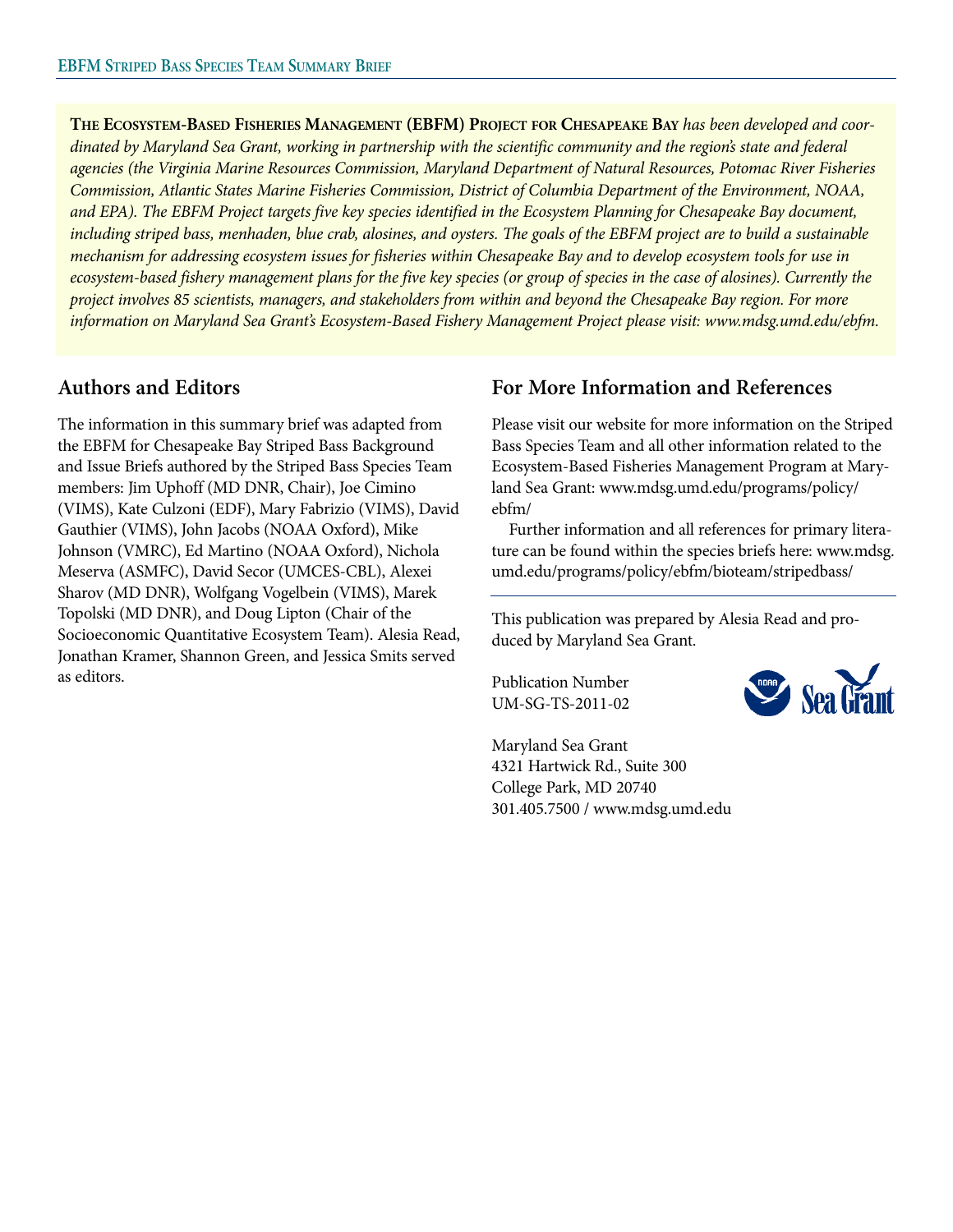**The Ecosystem-Based Fisheries Management (EBFM) Project for Chesapeake Bay** *has been developed and coordinated by Maryland Sea Grant, working in partnership with the scientific community and the region's state and federal agencies (the Virginia Marine Resources Commission, Maryland Department of Natural Resources, Potomac River Fisheries Commission, Atlantic States Marine Fisheries Commission, District of Columbia Department of the Environment, NOAA, and EPA). The EBFM Project targets five key species identified in the Ecosystem Planning for Chesapeake Bay document, including striped bass, menhaden, blue crab, alosines, and oysters. The goals of the EBFM project are to build a sustainable mechanism for addressing ecosystem issues for fisheries within Chesapeake Bay and to develop ecosystem tools for use in ecosystem-based fishery management plans for the five key species (or group of species in the case of alosines). Currently the project involves 85 scientists, managers, and stakeholders from within and beyond the Chesapeake Bay region. For more information on Maryland Sea Grant's Ecosystem-Based Fishery Management Project please visit: www.mdsg.umd.edu/ebfm.*

## Authors and Editors

The information in this summary brief was adapted from the EBFM for Chesapeake Bay Striped Bass Background and Issue Briefs authored by the Striped Bass Species Team members: Jim Uphoff (MD DNR, Chair), Joe Cimino (VIMS), Kate Culzoni (EDF), Mary Fabrizio (VIMS), David Gauthier (VIMS), John Jacobs (NOAA Oxford), Mike Johnson (VMRC), Ed Martino (NOAA Oxford), Nichola Meserva (ASMFC), David Secor (UMCES-CBL), Alexei Sharov (MD DNR), Wolfgang Vogelbein (VIMS), Marek Topolski (MD DNR), and Doug Lipton (Chair of the Socioeconomic Quantitative Ecosystem Team). Alesia Read, Jonathan Kramer, Shannon Green, and Jessica Smits served as editors.

## For More Information and References

Please visit our website for more information on the Striped Bass Species Team and all other information related to the Ecosystem-Based Fisheries Management Program at Maryland Sea Grant: www.mdsg.umd.edu/programs/policy/ebfm/

Further information and all references for primary literature can be found within the species briefs here: www.mdsg.umd.edu/programs/policy/ebfm/bioteam/stripedbass/

---

This publication was prepared by Alesia Read and produced by Maryland Sea Grant.

Publication Number
UM-SG-TS-2011-02

Maryland Sea Grant
4321 Hartwick Rd., Suite 300
College Park, MD 20740
301.405.7500 / www.mdsg.umd.edu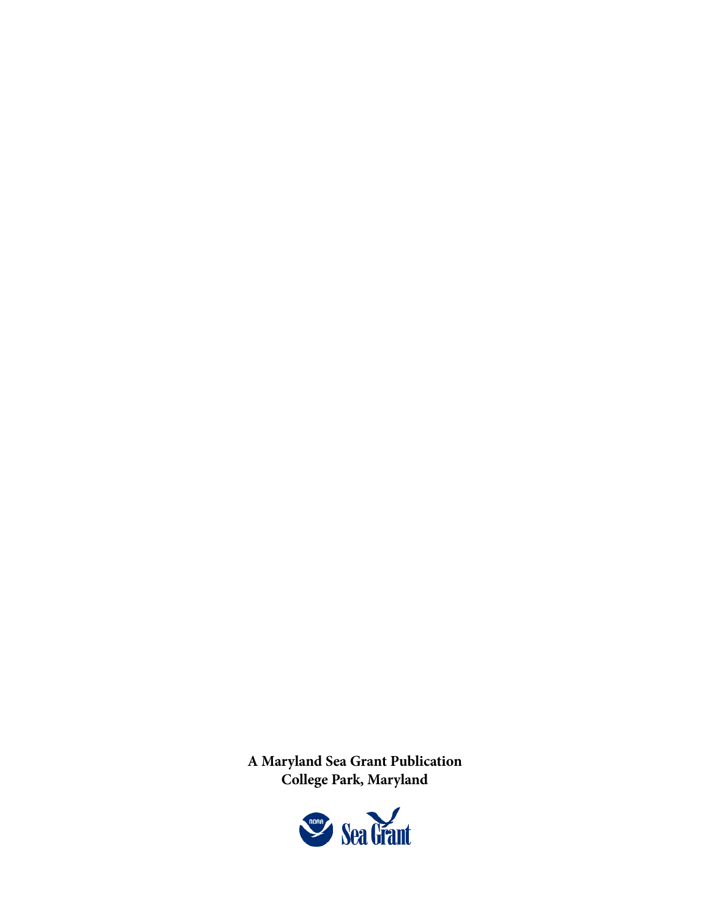**A Maryland Sea Grant Publication**
**College Park, Maryland**